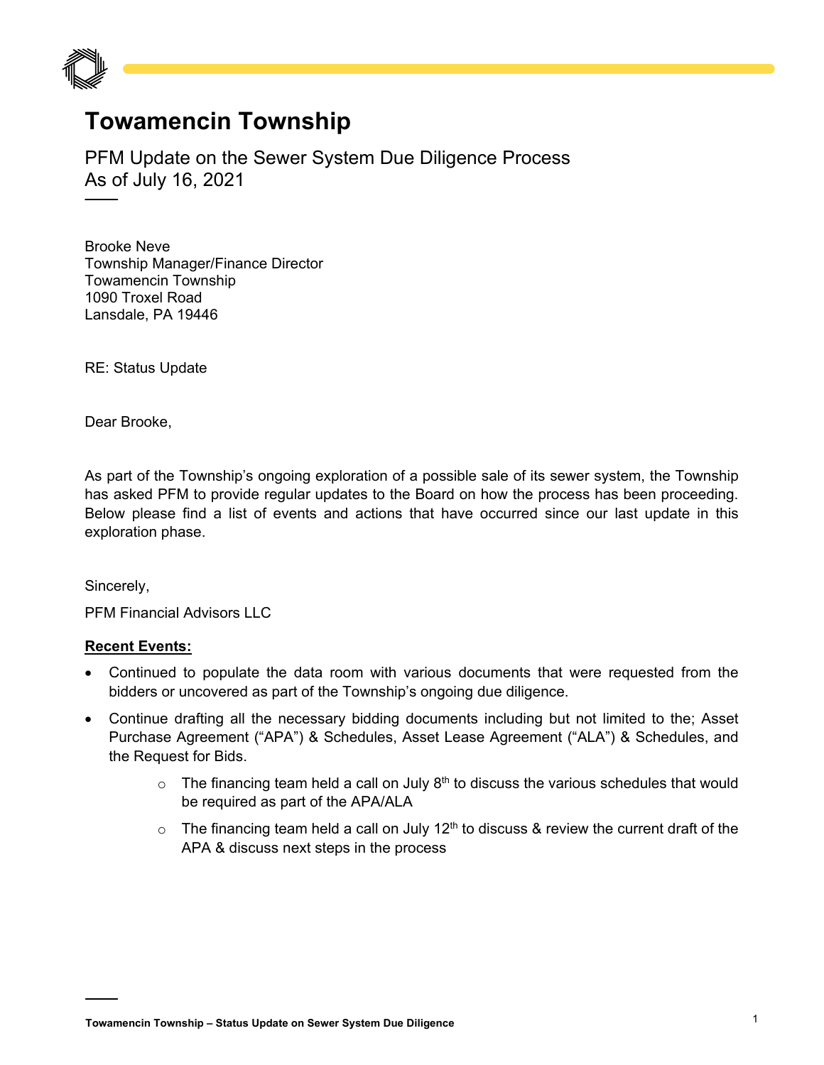# Towamencin Township

PFM Update on the Sewer System Due Diligence Process
As of July 16, 2021

Brooke Neve
Township Manager/Finance Director
Towamencin Township
1090 Troxel Road
Lansdale, PA 19446

RE: Status Update

Dear Brooke,

As part of the Township's ongoing exploration of a possible sale of its sewer system, the Township has asked PFM to provide regular updates to the Board on how the process has been proceeding. Below please find a list of events and actions that have occurred since our last update in this exploration phase.

Sincerely,

PFM Financial Advisors LLC

**<u>Recent Events:</u>**

- Continued to populate the data room with various documents that were requested from the bidders or uncovered as part of the Township's ongoing due diligence.
- Continue drafting all the necessary bidding documents including but not limited to the; Asset Purchase Agreement ("APA") & Schedules, Asset Lease Agreement ("ALA") & Schedules, and the Request for Bids.
    - The financing team held a call on July 8th to discuss the various schedules that would be required as part of the APA/ALA
    - The financing team held a call on July 12th to discuss & review the current draft of the APA & discuss next steps in the process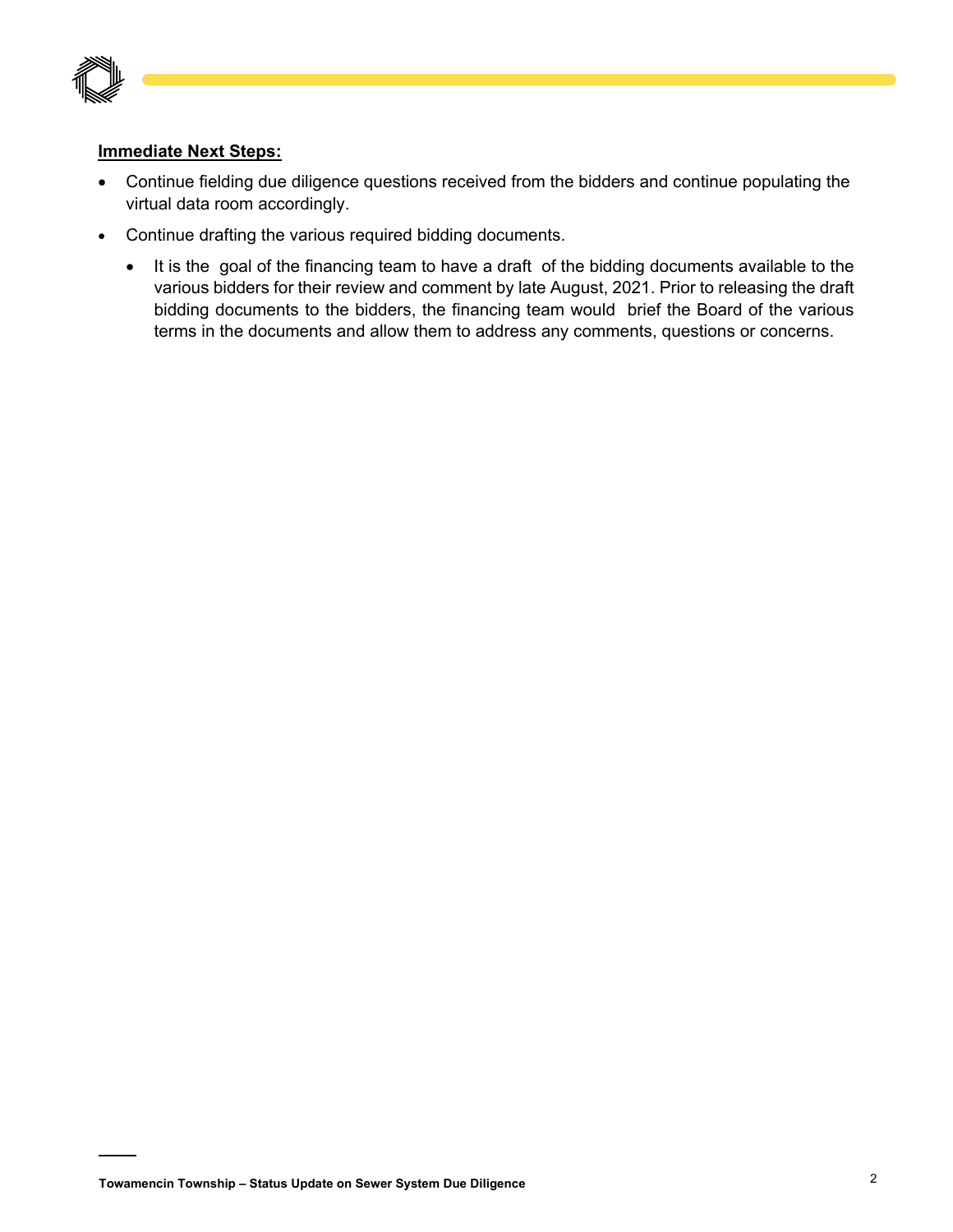**Immediate Next Steps:**

- Continue fielding due diligence questions received from the bidders and continue populating the virtual data room accordingly.
- Continue drafting the various required bidding documents.
  - It is the goal of the financing team to have a draft of the bidding documents available to the various bidders for their review and comment by late August, 2021. Prior to releasing the draft bidding documents to the bidders, the financing team would brief the Board of the various terms in the documents and allow them to address any comments, questions or concerns.